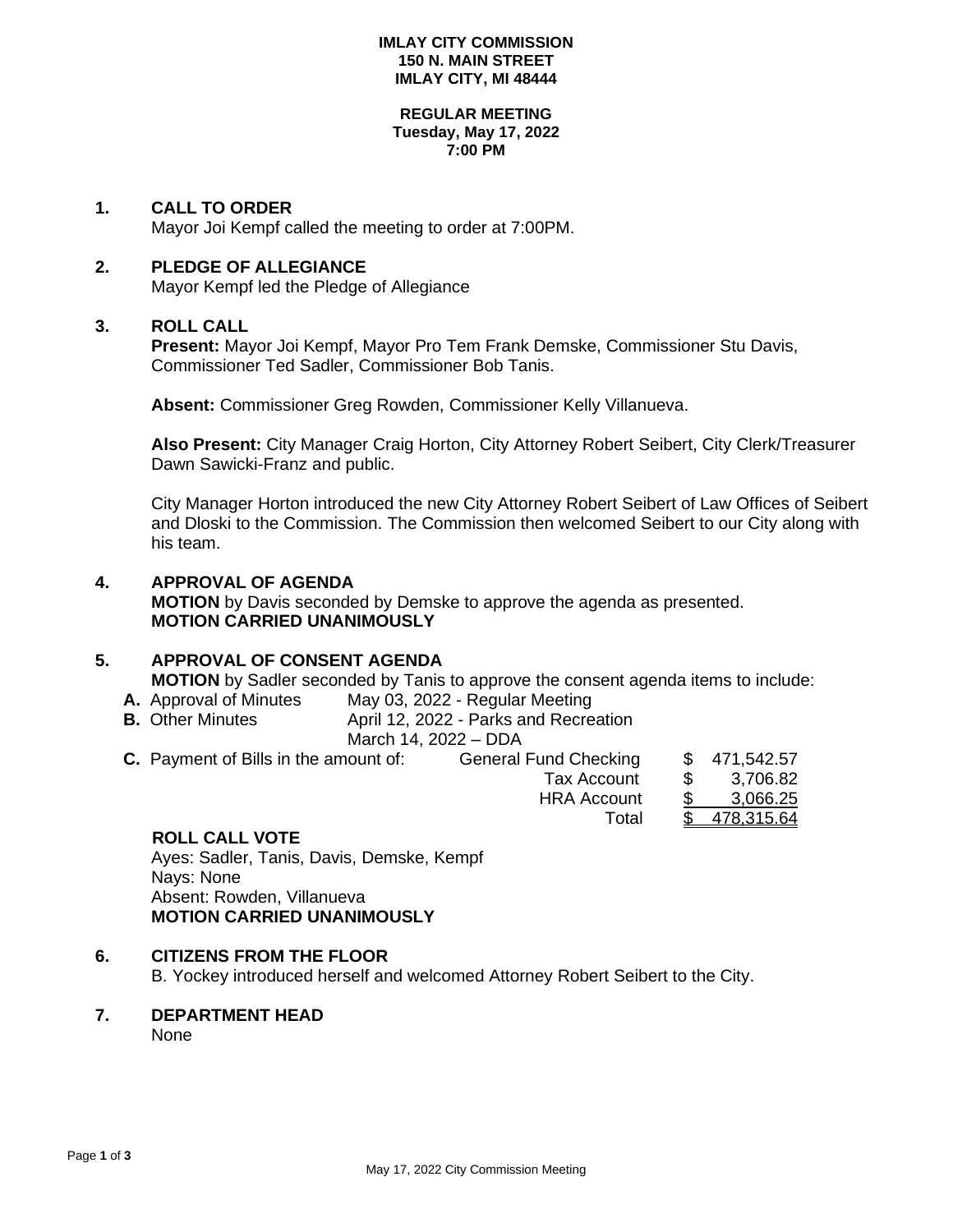**IMLAY CITY COMMISSION**
**150 N. MAIN STREET**
**IMLAY CITY, MI 48444**

**REGULAR MEETING**
**Tuesday, May 17, 2022**
**7:00 PM**

## 1. CALL TO ORDER

Mayor Joi Kempf called the meeting to order at 7:00PM.

## 2. PLEDGE OF ALLEGIANCE

Mayor Kempf led the Pledge of Allegiance

## 3. ROLL CALL

**Present:** Mayor Joi Kempf, Mayor Pro Tem Frank Demske, Commissioner Stu Davis, Commissioner Ted Sadler, Commissioner Bob Tanis.

**Absent:** Commissioner Greg Rowden, Commissioner Kelly Villanueva.

**Also Present:** City Manager Craig Horton, City Attorney Robert Seibert, City Clerk/Treasurer Dawn Sawicki-Franz and public.

City Manager Horton introduced the new City Attorney Robert Seibert of Law Offices of Seibert and Dloski to the Commission. The Commission then welcomed Seibert to our City along with his team.

## 4. APPROVAL OF AGENDA

**MOTION** by Davis seconded by Demske to approve the agenda as presented.
**MOTION CARRIED UNANIMOUSLY**

## 5. APPROVAL OF CONSENT AGENDA

**MOTION** by Sadler seconded by Tanis to approve the consent agenda items to include:

- **A.** Approval of Minutes — May 03, 2022 - Regular Meeting
- **B.** Other Minutes — April 12, 2022 - Parks and Recreation; March 14, 2022 – DDA
- **C.** Payment of Bills in the amount of:

| | | |
|---|---|---|
| General Fund Checking | $ | 471,542.57 |
| Tax Account | $ | 3,706.82 |
| HRA Account | $ | 3,066.25 |
| Total | $ | 478,315.64 |

**ROLL CALL VOTE**
Ayes: Sadler, Tanis, Davis, Demske, Kempf
Nays: None
Absent: Rowden, Villanueva
**MOTION CARRIED UNANIMOUSLY**

## 6. CITIZENS FROM THE FLOOR

B. Yockey introduced herself and welcomed Attorney Robert Seibert to the City.

## 7. DEPARTMENT HEAD

None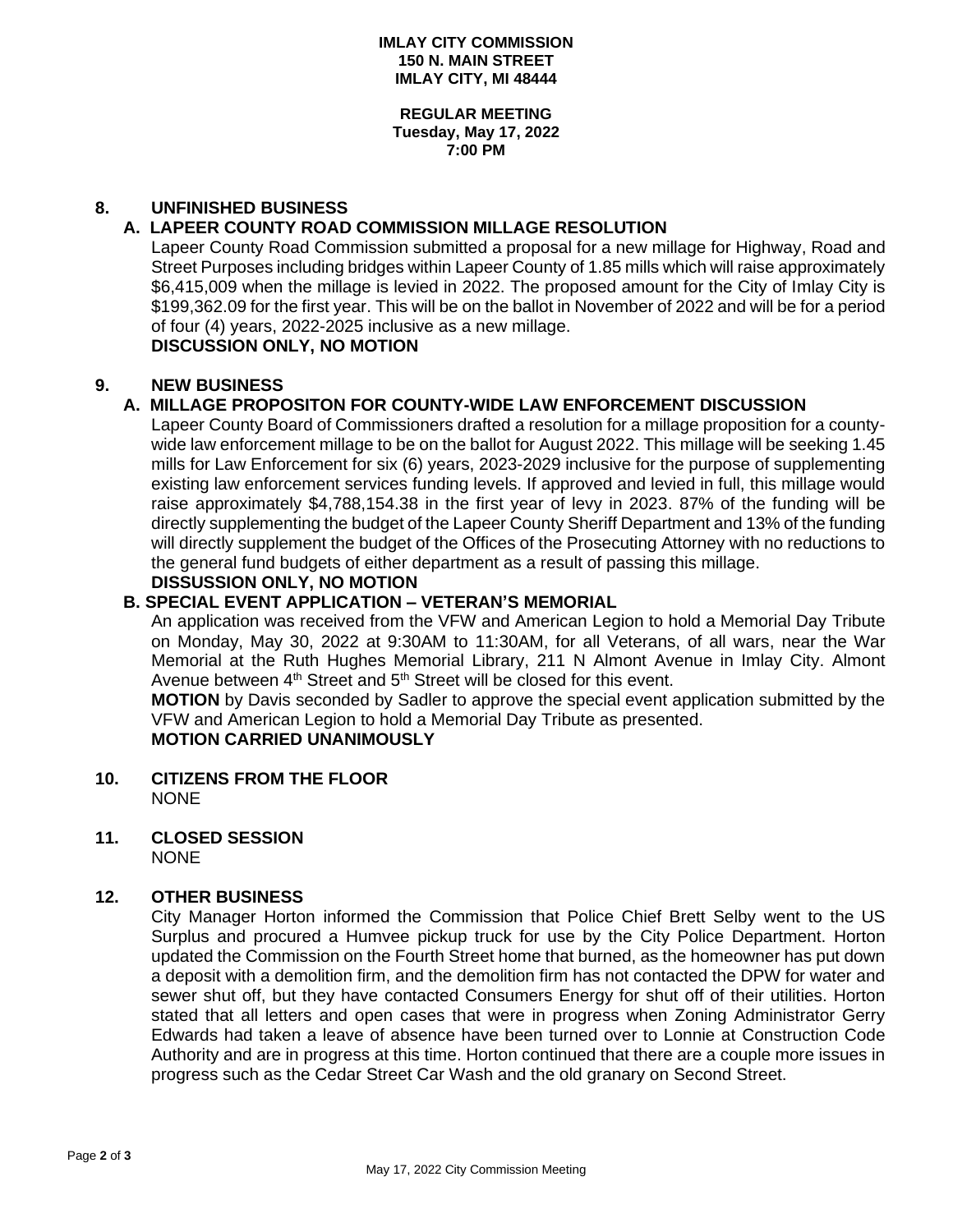**IMLAY CITY COMMISSION**
**150 N. MAIN STREET**
**IMLAY CITY, MI 48444**

**REGULAR MEETING**
**Tuesday, May 17, 2022**
**7:00 PM**

## 8. UNFINISHED BUSINESS

### A. LAPEER COUNTY ROAD COMMISSION MILLAGE RESOLUTION

Lapeer County Road Commission submitted a proposal for a new millage for Highway, Road and Street Purposes including bridges within Lapeer County of 1.85 mills which will raise approximately $6,415,009 when the millage is levied in 2022. The proposed amount for the City of Imlay City is $199,362.09 for the first year. This will be on the ballot in November of 2022 and will be for a period of four (4) years, 2022-2025 inclusive as a new millage.

**DISCUSSION ONLY, NO MOTION**

## 9. NEW BUSINESS

### A. MILLAGE PROPOSITON FOR COUNTY-WIDE LAW ENFORCEMENT DISCUSSION

Lapeer County Board of Commissioners drafted a resolution for a millage proposition for a county-wide law enforcement millage to be on the ballot for August 2022. This millage will be seeking 1.45 mills for Law Enforcement for six (6) years, 2023-2029 inclusive for the purpose of supplementing existing law enforcement services funding levels. If approved and levied in full, this millage would raise approximately $4,788,154.38 in the first year of levy in 2023. 87% of the funding will be directly supplementing the budget of the Lapeer County Sheriff Department and 13% of the funding will directly supplement the budget of the Offices of the Prosecuting Attorney with no reductions to the general fund budgets of either department as a result of passing this millage.

**DISSUSSION ONLY, NO MOTION**

### B. SPECIAL EVENT APPLICATION – VETERAN'S MEMORIAL

An application was received from the VFW and American Legion to hold a Memorial Day Tribute on Monday, May 30, 2022 at 9:30AM to 11:30AM, for all Veterans, of all wars, near the War Memorial at the Ruth Hughes Memorial Library, 211 N Almont Avenue in Imlay City. Almont Avenue between 4th Street and 5th Street will be closed for this event.

**MOTION** by Davis seconded by Sadler to approve the special event application submitted by the VFW and American Legion to hold a Memorial Day Tribute as presented.

**MOTION CARRIED UNANIMOUSLY**

## 10. CITIZENS FROM THE FLOOR

NONE

## 11. CLOSED SESSION

NONE

## 12. OTHER BUSINESS

City Manager Horton informed the Commission that Police Chief Brett Selby went to the US Surplus and procured a Humvee pickup truck for use by the City Police Department. Horton updated the Commission on the Fourth Street home that burned, as the homeowner has put down a deposit with a demolition firm, and the demolition firm has not contacted the DPW for water and sewer shut off, but they have contacted Consumers Energy for shut off of their utilities. Horton stated that all letters and open cases that were in progress when Zoning Administrator Gerry Edwards had taken a leave of absence have been turned over to Lonnie at Construction Code Authority and are in progress at this time. Horton continued that there are a couple more issues in progress such as the Cedar Street Car Wash and the old granary on Second Street.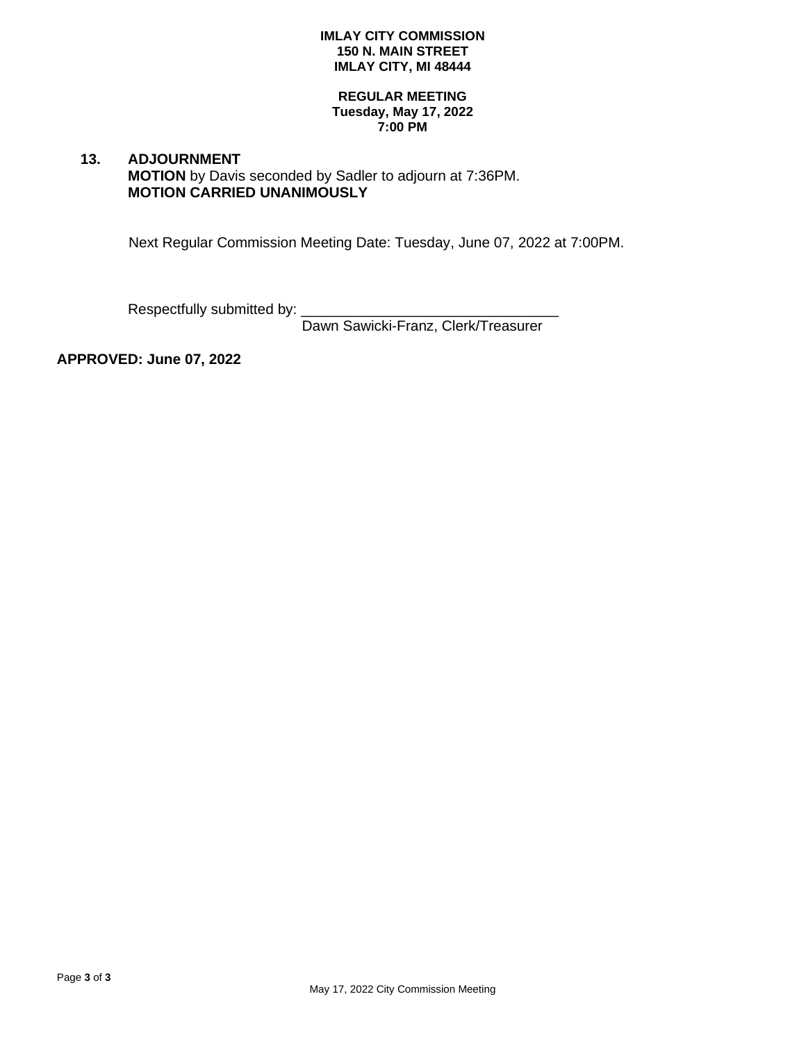**IMLAY CITY COMMISSION**
**150 N. MAIN STREET**
**IMLAY CITY, MI 48444**

**REGULAR MEETING**
**Tuesday, May 17, 2022**
**7:00 PM**

**13. ADJOURNMENT**

**MOTION** by Davis seconded by Sadler to adjourn at 7:36PM.
**MOTION CARRIED UNANIMOUSLY**

Next Regular Commission Meeting Date: Tuesday, June 07, 2022 at 7:00PM.

Respectfully submitted by: ________________________________
Dawn Sawicki-Franz, Clerk/Treasurer

**APPROVED: June 07, 2022**